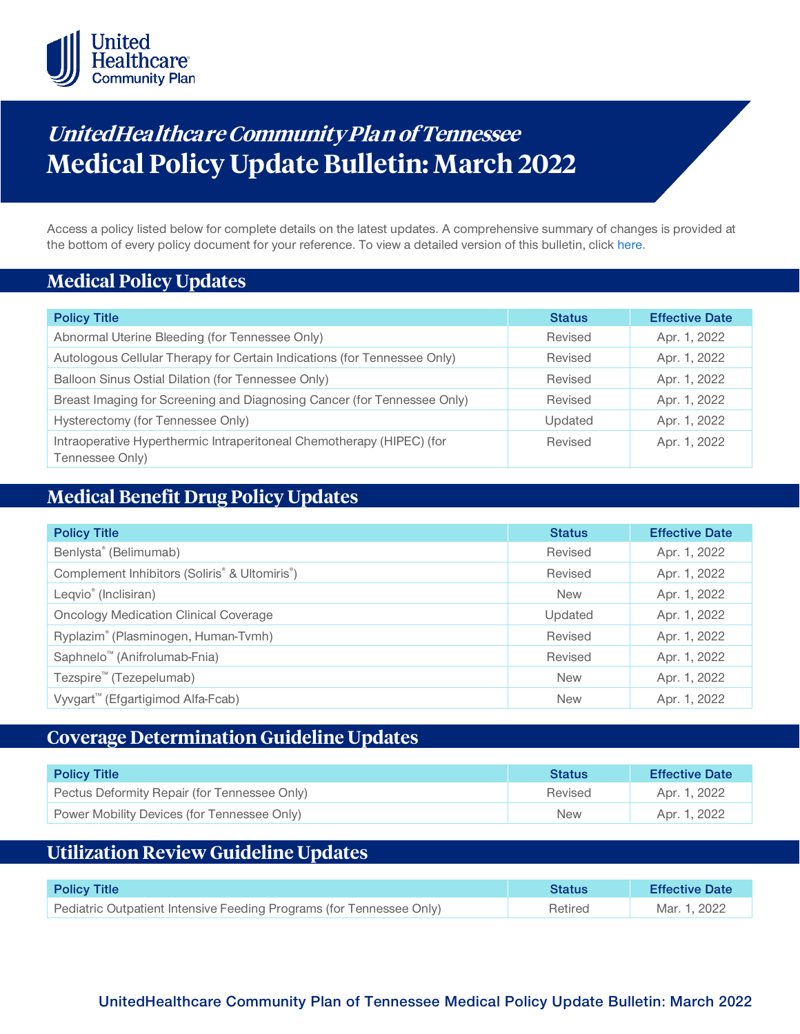# *UnitedHealthcare Community Plan of Tennessee*
# Medical Policy Update Bulletin: March 2022

Access a policy listed below for complete details on the latest updates. A comprehensive summary of changes is provided at the bottom of every policy document for your reference. To view a detailed version of this bulletin, click here.

## Medical Policy Updates

| Policy Title | Status | Effective Date |
| --- | --- | --- |
| Abnormal Uterine Bleeding (for Tennessee Only) | Revised | Apr. 1, 2022 |
| Autologous Cellular Therapy for Certain Indications (for Tennessee Only) | Revised | Apr. 1, 2022 |
| Balloon Sinus Ostial Dilation (for Tennessee Only) | Revised | Apr. 1, 2022 |
| Breast Imaging for Screening and Diagnosing Cancer (for Tennessee Only) | Revised | Apr. 1, 2022 |
| Hysterectomy (for Tennessee Only) | Updated | Apr. 1, 2022 |
| Intraoperative Hyperthermic Intraperitoneal Chemotherapy (HIPEC) (for Tennessee Only) | Revised | Apr. 1, 2022 |

## Medical Benefit Drug Policy Updates

| Policy Title | Status | Effective Date |
| --- | --- | --- |
| Benlysta® (Belimumab) | Revised | Apr. 1, 2022 |
| Complement Inhibitors (Soliris® & Ultomiris®) | Revised | Apr. 1, 2022 |
| Leqvio® (Inclisiran) | New | Apr. 1, 2022 |
| Oncology Medication Clinical Coverage | Updated | Apr. 1, 2022 |
| Ryplazim® (Plasminogen, Human-Tvmh) | Revised | Apr. 1, 2022 |
| Saphnelo™ (Anifrolumab-Fnia) | Revised | Apr. 1, 2022 |
| Tezspire™ (Tezepelumab) | New | Apr. 1, 2022 |
| Vyvgart™ (Efgartigimod Alfa-Fcab) | New | Apr. 1, 2022 |

## Coverage Determination Guideline Updates

| Policy Title | Status | Effective Date |
| --- | --- | --- |
| Pectus Deformity Repair (for Tennessee Only) | Revised | Apr. 1, 2022 |
| Power Mobility Devices (for Tennessee Only) | New | Apr. 1, 2022 |

## Utilization Review Guideline Updates

| Policy Title | Status | Effective Date |
| --- | --- | --- |
| Pediatric Outpatient Intensive Feeding Programs (for Tennessee Only) | Retired | Mar. 1, 2022 |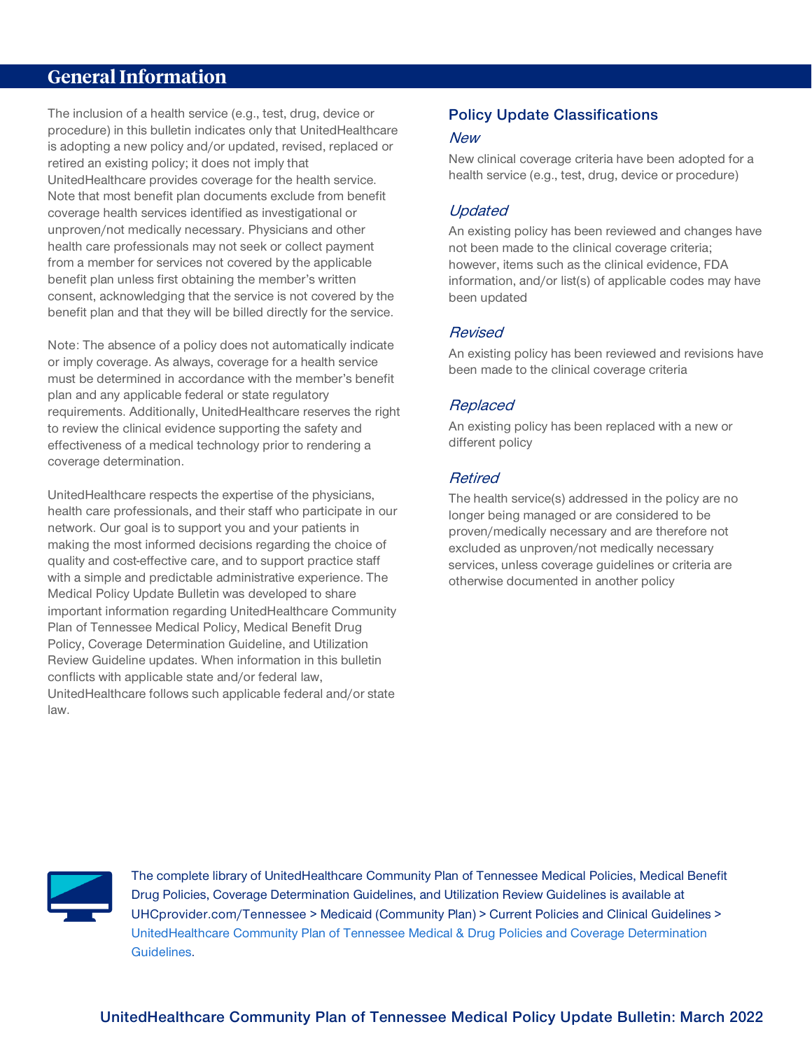## General Information

The inclusion of a health service (e.g., test, drug, device or procedure) in this bulletin indicates only that UnitedHealthcare is adopting a new policy and/or updated, revised, replaced or retired an existing policy; it does not imply that UnitedHealthcare provides coverage for the health service. Note that most benefit plan documents exclude from benefit coverage health services identified as investigational or unproven/not medically necessary. Physicians and other health care professionals may not seek or collect payment from a member for services not covered by the applicable benefit plan unless first obtaining the member's written consent, acknowledging that the service is not covered by the benefit plan and that they will be billed directly for the service.

Note: The absence of a policy does not automatically indicate or imply coverage. As always, coverage for a health service must be determined in accordance with the member's benefit plan and any applicable federal or state regulatory requirements. Additionally, UnitedHealthcare reserves the right to review the clinical evidence supporting the safety and effectiveness of a medical technology prior to rendering a coverage determination.

UnitedHealthcare respects the expertise of the physicians, health care professionals, and their staff who participate in our network. Our goal is to support you and your patients in making the most informed decisions regarding the choice of quality and cost-effective care, and to support practice staff with a simple and predictable administrative experience. The Medical Policy Update Bulletin was developed to share important information regarding UnitedHealthcare Community Plan of Tennessee Medical Policy, Medical Benefit Drug Policy, Coverage Determination Guideline, and Utilization Review Guideline updates. When information in this bulletin conflicts with applicable state and/or federal law, UnitedHealthcare follows such applicable federal and/or state law.

### Policy Update Classifications

*New*

New clinical coverage criteria have been adopted for a health service (e.g., test, drug, device or procedure)

*Updated*

An existing policy has been reviewed and changes have not been made to the clinical coverage criteria; however, items such as the clinical evidence, FDA information, and/or list(s) of applicable codes may have been updated

*Revised*

An existing policy has been reviewed and revisions have been made to the clinical coverage criteria

*Replaced*

An existing policy has been replaced with a new or different policy

*Retired*

The health service(s) addressed in the policy are no longer being managed or are considered to be proven/medically necessary and are therefore not excluded as unproven/not medically necessary services, unless coverage guidelines or criteria are otherwise documented in another policy

The complete library of UnitedHealthcare Community Plan of Tennessee Medical Policies, Medical Benefit Drug Policies, Coverage Determination Guidelines, and Utilization Review Guidelines is available at UHCprovider.com/Tennessee > Medicaid (Community Plan) > Current Policies and Clinical Guidelines > UnitedHealthcare Community Plan of Tennessee Medical & Drug Policies and Coverage Determination Guidelines.